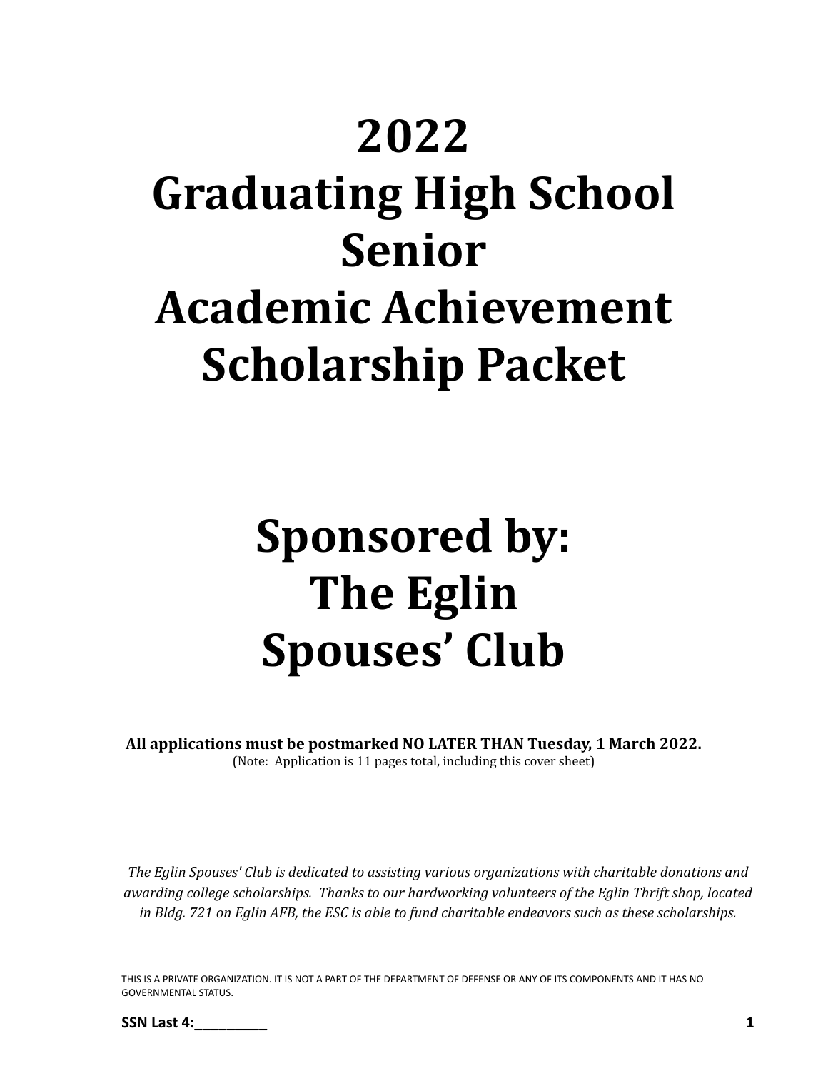# 2022
# Graduating High School Senior
# Academic Achievement Scholarship Packet

# Sponsored by:
# The Eglin Spouses' Club

**All applications must be postmarked NO LATER THAN Tuesday, 1 March 2022.**
(Note: Application is 11 pages total, including this cover sheet)

*The Eglin Spouses' Club is dedicated to assisting various organizations with charitable donations and awarding college scholarships. Thanks to our hardworking volunteers of the Eglin Thrift shop, located in Bldg. 721 on Eglin AFB, the ESC is able to fund charitable endeavors such as these scholarships.*

THIS IS A PRIVATE ORGANIZATION. IT IS NOT A PART OF THE DEPARTMENT OF DEFENSE OR ANY OF ITS COMPONENTS AND IT HAS NO GOVERNMENTAL STATUS.

**SSN Last 4:_________**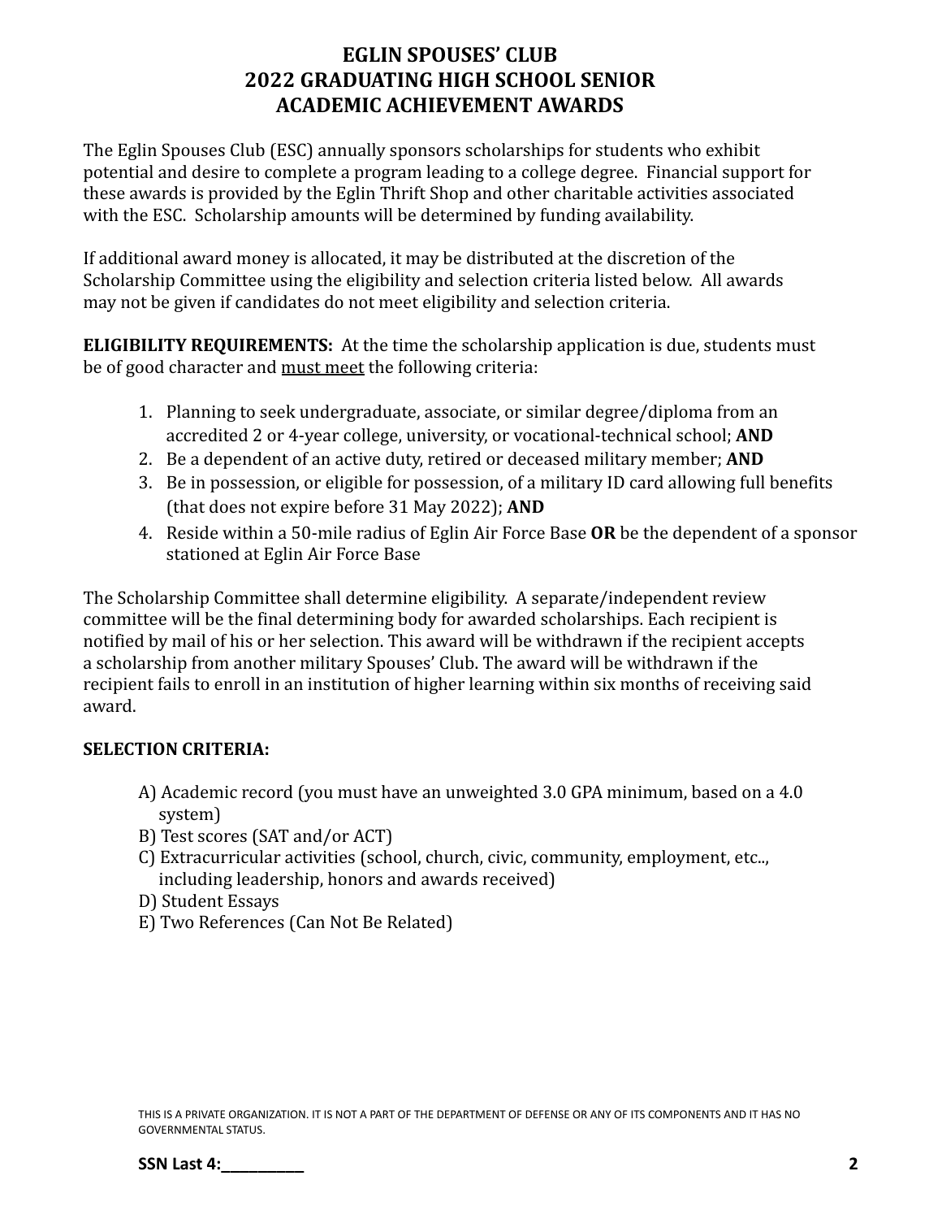# EGLIN SPOUSES' CLUB
# 2022 GRADUATING HIGH SCHOOL SENIOR
# ACADEMIC ACHIEVEMENT AWARDS

The Eglin Spouses Club (ESC) annually sponsors scholarships for students who exhibit potential and desire to complete a program leading to a college degree. Financial support for these awards is provided by the Eglin Thrift Shop and other charitable activities associated with the ESC. Scholarship amounts will be determined by funding availability.

If additional award money is allocated, it may be distributed at the discretion of the Scholarship Committee using the eligibility and selection criteria listed below. All awards may not be given if candidates do not meet eligibility and selection criteria.

**ELIGIBILITY REQUIREMENTS:** At the time the scholarship application is due, students must be of good character and <u>must meet</u> the following criteria:

1. Planning to seek undergraduate, associate, or similar degree/diploma from an accredited 2 or 4-year college, university, or vocational-technical school; **AND**
2. Be a dependent of an active duty, retired or deceased military member; **AND**
3. Be in possession, or eligible for possession, of a military ID card allowing full benefits (that does not expire before 31 May 2022); **AND**
4. Reside within a 50-mile radius of Eglin Air Force Base **OR** be the dependent of a sponsor stationed at Eglin Air Force Base

The Scholarship Committee shall determine eligibility. A separate/independent review committee will be the final determining body for awarded scholarships. Each recipient is notified by mail of his or her selection. This award will be withdrawn if the recipient accepts a scholarship from another military Spouses' Club. The award will be withdrawn if the recipient fails to enroll in an institution of higher learning within six months of receiving said award.

**SELECTION CRITERIA:**

A) Academic record (you must have an unweighted 3.0 GPA minimum, based on a 4.0 system)
B) Test scores (SAT and/or ACT)
C) Extracurricular activities (school, church, civic, community, employment, etc.., including leadership, honors and awards received)
D) Student Essays
E) Two References (Can Not Be Related)

THIS IS A PRIVATE ORGANIZATION. IT IS NOT A PART OF THE DEPARTMENT OF DEFENSE OR ANY OF ITS COMPONENTS AND IT HAS NO GOVERNMENTAL STATUS.

**SSN Last 4:__________**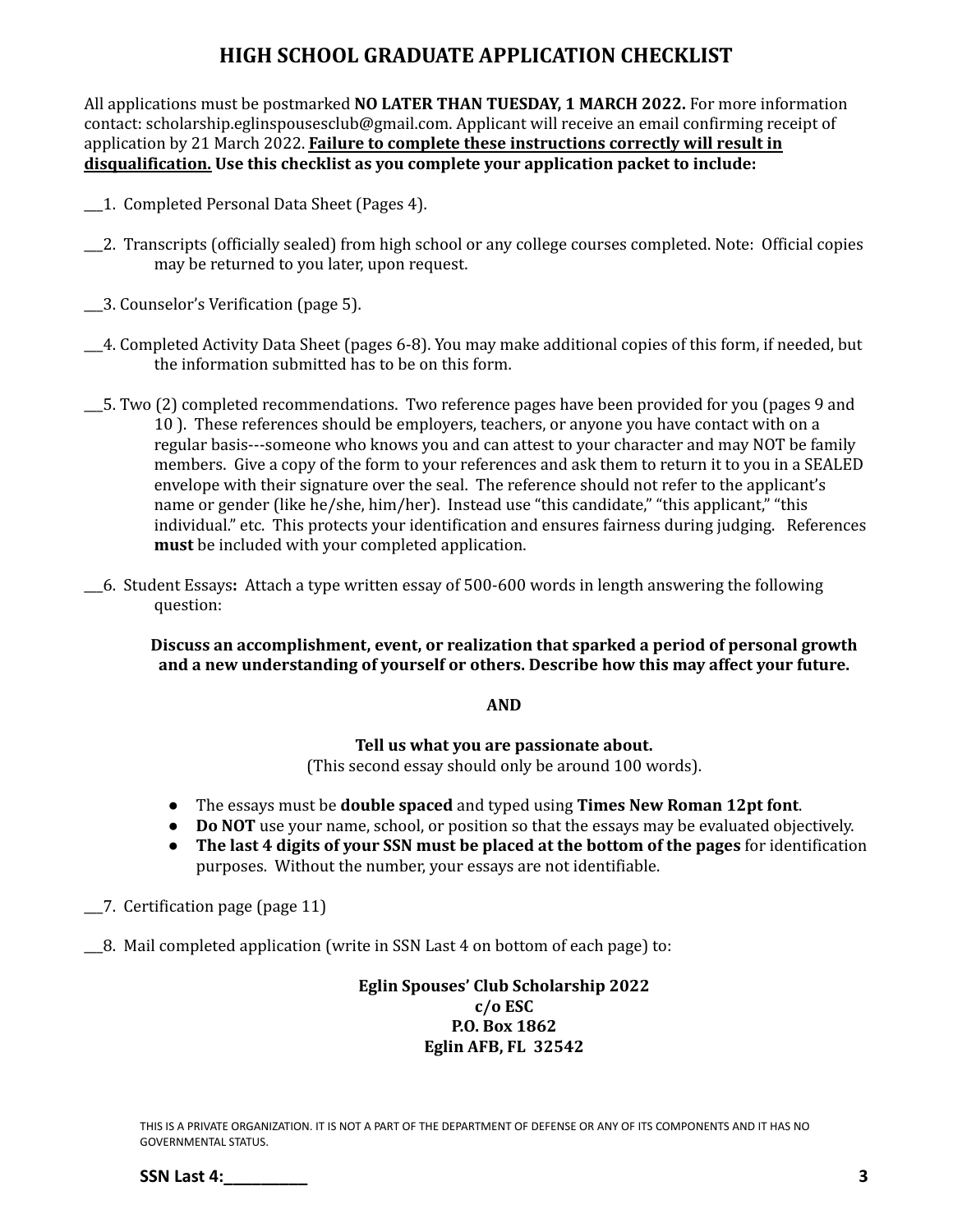# HIGH SCHOOL GRADUATE APPLICATION CHECKLIST

All applications must be postmarked **NO LATER THAN TUESDAY, 1 MARCH 2022.** For more information contact: scholarship.eglinspousesclub@gmail.com. Applicant will receive an email confirming receipt of application by 21 March 2022. **Failure to complete these instructions correctly will result in disqualification.** **Use this checklist as you complete your application packet to include:**

___1. Completed Personal Data Sheet (Pages 4).

___2. Transcripts (officially sealed) from high school or any college courses completed. Note: Official copies may be returned to you later, upon request.

___3. Counselor's Verification (page 5).

___4. Completed Activity Data Sheet (pages 6-8). You may make additional copies of this form, if needed, but the information submitted has to be on this form.

___5. Two (2) completed recommendations. Two reference pages have been provided for you (pages 9 and 10 ). These references should be employers, teachers, or anyone you have contact with on a regular basis---someone who knows you and can attest to your character and may NOT be family members. Give a copy of the form to your references and ask them to return it to you in a SEALED envelope with their signature over the seal. The reference should not refer to the applicant's name or gender (like he/she, him/her). Instead use "this candidate," "this applicant," "this individual." etc. This protects your identification and ensures fairness during judging. References **must** be included with your completed application.

___6. Student Essays**:** Attach a type written essay of 500-600 words in length answering the following question:

**Discuss an accomplishment, event, or realization that sparked a period of personal growth and a new understanding of yourself or others. Describe how this may affect your future.**

**AND**

**Tell us what you are passionate about.**

(This second essay should only be around 100 words).

- The essays must be **double spaced** and typed using **Times New Roman 12pt font**.
- **Do NOT** use your name, school, or position so that the essays may be evaluated objectively.
- **The last 4 digits of your SSN must be placed at the bottom of the pages** for identification purposes. Without the number, your essays are not identifiable.

___7. Certification page (page 11)

___8. Mail completed application (write in SSN Last 4 on bottom of each page) to:

**Eglin Spouses' Club Scholarship 2022**
**c/o ESC**
**P.O. Box 1862**
**Eglin AFB, FL 32542**

THIS IS A PRIVATE ORGANIZATION. IT IS NOT A PART OF THE DEPARTMENT OF DEFENSE OR ANY OF ITS COMPONENTS AND IT HAS NO GOVERNMENTAL STATUS.

**SSN Last 4:__________**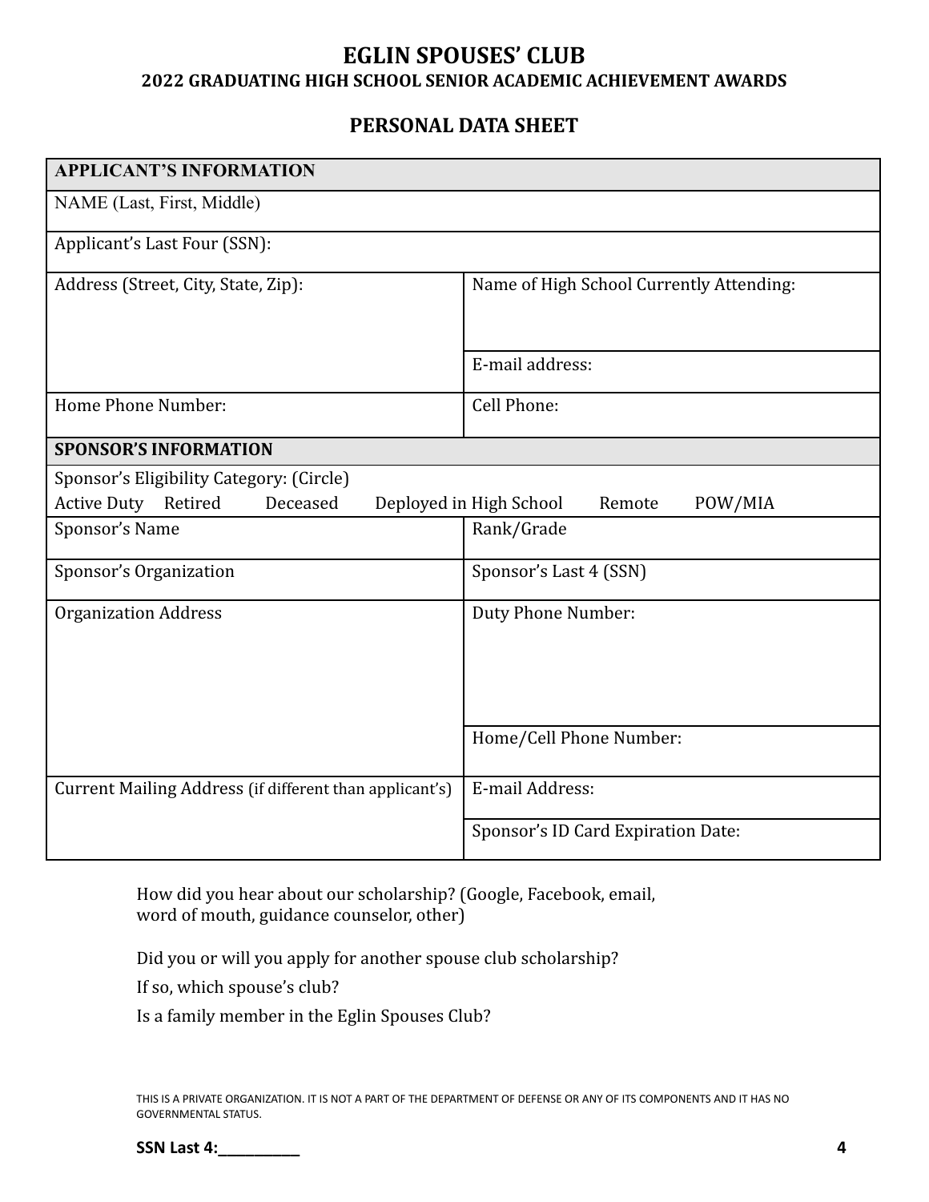# EGLIN SPOUSES' CLUB

## 2022 GRADUATING HIGH SCHOOL SENIOR ACADEMIC ACHIEVEMENT AWARDS

## PERSONAL DATA SHEET

| **APPLICANT'S INFORMATION** | |
|---|---|
| NAME (Last, First, Middle) | |
| Applicant's Last Four (SSN): | |
| Address (Street, City, State, Zip): | Name of High School Currently Attending: |
| | E-mail address: |
| Home Phone Number: | Cell Phone: |
| **SPONSOR'S INFORMATION** | |
| Sponsor's Eligibility Category: (Circle)<br>Active Duty Retired Deceased Deployed in High School Remote POW/MIA | |
| Sponsor's Name | Rank/Grade |
| Sponsor's Organization | Sponsor's Last 4 (SSN) |
| Organization Address | Duty Phone Number: |
| | Home/Cell Phone Number: |
| Current Mailing Address (if different than applicant's) | E-mail Address: |
| | Sponsor's ID Card Expiration Date: |

How did you hear about our scholarship? (Google, Facebook, email, word of mouth, guidance counselor, other)

Did you or will you apply for another spouse club scholarship?

If so, which spouse's club?

Is a family member in the Eglin Spouses Club?

THIS IS A PRIVATE ORGANIZATION. IT IS NOT A PART OF THE DEPARTMENT OF DEFENSE OR ANY OF ITS COMPONENTS AND IT HAS NO GOVERNMENTAL STATUS.

**SSN Last 4:__________**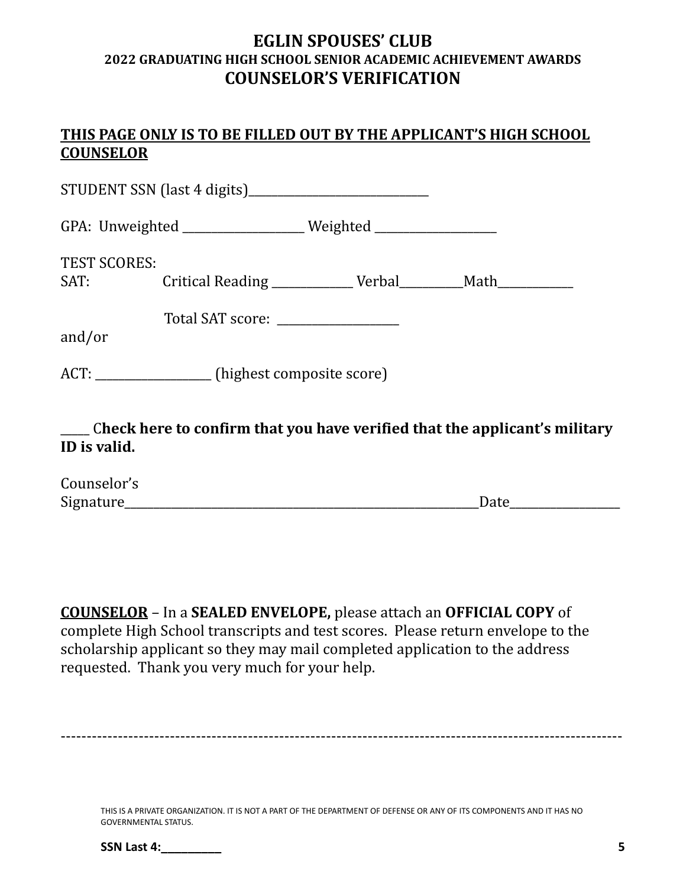# EGLIN SPOUSES' CLUB
## 2022 GRADUATING HIGH SCHOOL SENIOR ACADEMIC ACHIEVEMENT AWARDS
## COUNSELOR'S VERIFICATION

**THIS PAGE ONLY IS TO BE FILLED OUT BY THE APPLICANT'S HIGH SCHOOL COUNSELOR**

STUDENT SSN (last 4 digits)______________________________

GPA: Unweighted ____________________ Weighted ____________________

TEST SCORES:
SAT: Critical Reading _____________ Verbal__________Math____________

Total SAT score: ____________________

and/or

ACT: ___________________ (highest composite score)

_____ C**heck here to confirm that you have verified that the applicant's military ID is valid.**

Counselor's Signature_____________________________________________________________Date__________________

**COUNSELOR** – In a **SEALED ENVELOPE,** please attach an **OFFICIAL COPY** of complete High School transcripts and test scores. Please return envelope to the scholarship applicant so they may mail completed application to the address requested. Thank you very much for your help.

---

THIS IS A PRIVATE ORGANIZATION. IT IS NOT A PART OF THE DEPARTMENT OF DEFENSE OR ANY OF ITS COMPONENTS AND IT HAS NO GOVERNMENTAL STATUS.

**SSN Last 4:__________**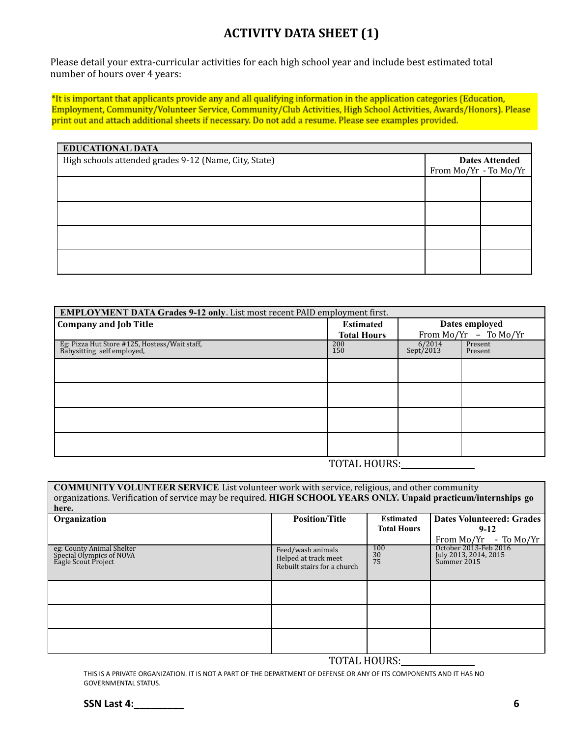# ACTIVITY DATA SHEET (1)

Please detail your extra-curricular activities for each high school year and include best estimated total number of hours over 4 years:

*It is important that applicants provide any and all qualifying information in the application categories (Education, Employment, Community/Volunteer Service, Community/Club Activities, High School Activities, Awards/Honors). Please print out and attach additional sheets if necessary. Do not add a resume. Please see examples provided.

| EDUCATIONAL DATA | | |
|---|---|---|
| High schools attended grades 9-12 (Name, City, State) | **Dates Attended** From Mo/Yr - To Mo/Yr | |
| | | |
| | | |
| | | |
| | | |

| **EMPLOYMENT DATA Grades 9-12 only**. List most recent PAID employment first. | | | |
|---|---|---|---|
| **Company and Job Title** | **Estimated Total Hours** | **Dates employed** From Mo/Yr – To Mo/Yr | |
| Eg: Pizza Hut Store #125, Hostess/Wait staff,<br>Babysitting self employed, | 200<br>150 | 6/2014<br>Sept/2013 | Present<br>Present |
| | | | |
| | | | |
| | | | |
| | | | |

TOTAL HOURS:________

| **COMMUNITY VOLUNTEER SERVICE** List volunteer work with service, religious, and other community organizations. Verification of service may be required. **HIGH SCHOOL YEARS ONLY. Unpaid practicum/internships go here.** | | | |
|---|---|---|---|
| **Organization** | **Position/Title** | **Estimated Total Hours** | **Dates Volunteered: Grades 9-12** From Mo/Yr - To Mo/Yr |
| eg: County Animal Shelter<br>Special Olympics of NOVA<br>Eagle Scout Project | Feed/wash animals<br>Helped at track meet<br>Rebuilt stairs for a church | 100<br>30<br>75 | October 2013-Feb 2016<br>July 2013, 2014, 2015<br>Summer 2015 |
| | | | |
| | | | |
| | | | |

TOTAL HOURS:________

THIS IS A PRIVATE ORGANIZATION. IT IS NOT A PART OF THE DEPARTMENT OF DEFENSE OR ANY OF ITS COMPONENTS AND IT HAS NO GOVERNMENTAL STATUS.

**SSN Last 4:________**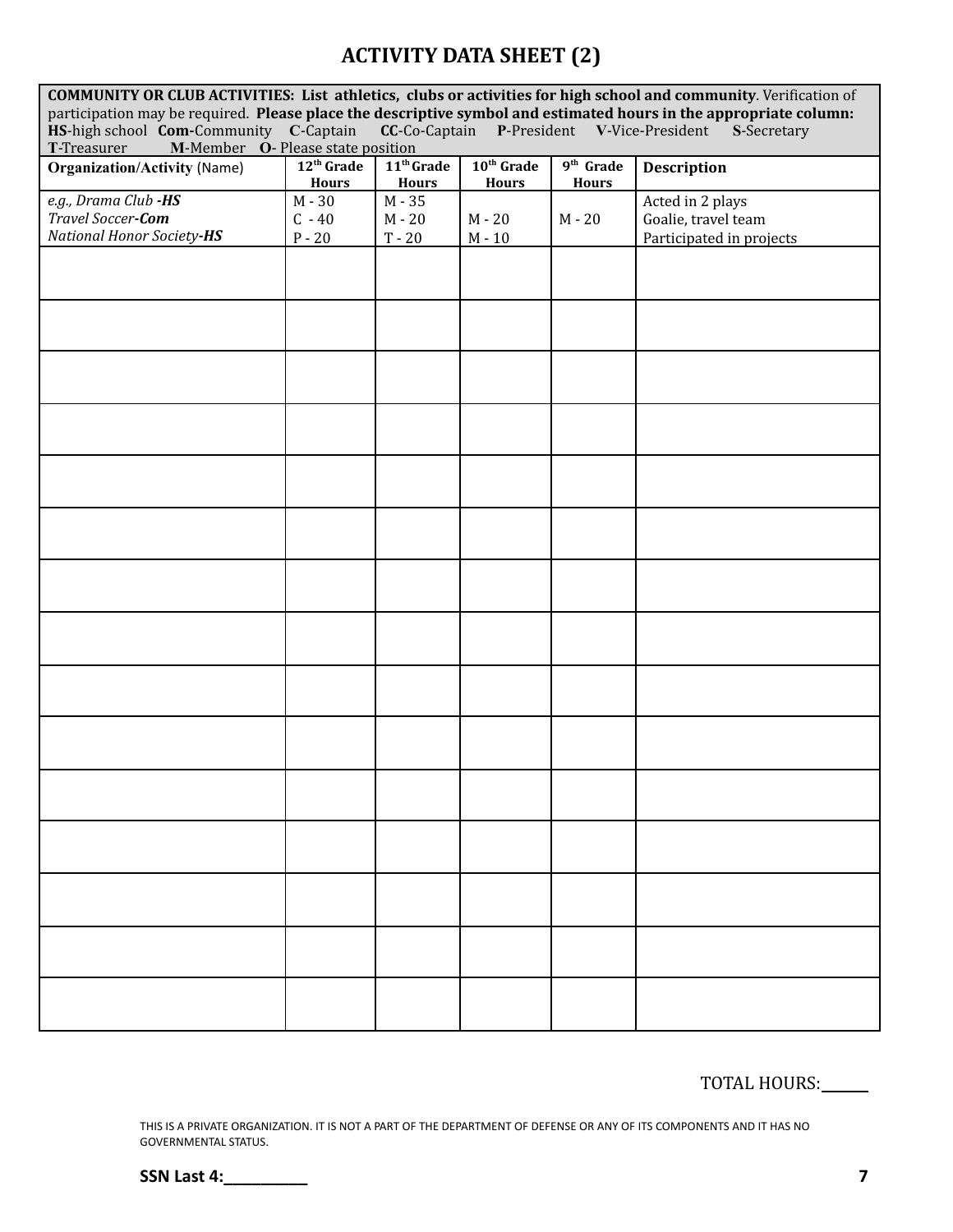# ACTIVITY DATA SHEET (2)

| **COMMUNITY OR CLUB ACTIVITIES: List athletics, clubs or activities for high school and community**. Verification of participation may be required. **Please place the descriptive symbol and estimated hours in the appropriate column:** **HS**-high school **Com**-Community **C**-Captain **CC**-Co-Captain **P**-President **V**-Vice-President **S**-Secretary **T**-Treasurer **M**-Member **O**- Please state position | | | | | |
|---|---|---|---|---|---|
| **Organization/Activity** (Name) | **12th Grade Hours** | **11th Grade Hours** | **10th Grade Hours** | **9th Grade Hours** | **Description** |
| *e.g., Drama Club **-HS***<br>*Travel Soccer**-Com***<br>*National Honor Society**-HS*** | M - 30<br>C - 40<br>P - 20 | M - 35<br>M - 20<br>T - 20 | <br>M - 20<br>M - 10 | <br>M - 20 | Acted in 2 plays<br>Goalie, travel team<br>Participated in projects |
| | | | | | |
| | | | | | |
| | | | | | |
| | | | | | |
| | | | | | |
| | | | | | |
| | | | | | |
| | | | | | |
| | | | | | |
| | | | | | |
| | | | | | |
| | | | | | |
| | | | | | |
| | | | | | |
| | | | | | |

TOTAL HOURS:______

THIS IS A PRIVATE ORGANIZATION. IT IS NOT A PART OF THE DEPARTMENT OF DEFENSE OR ANY OF ITS COMPONENTS AND IT HAS NO GOVERNMENTAL STATUS.

**SSN Last 4:_________**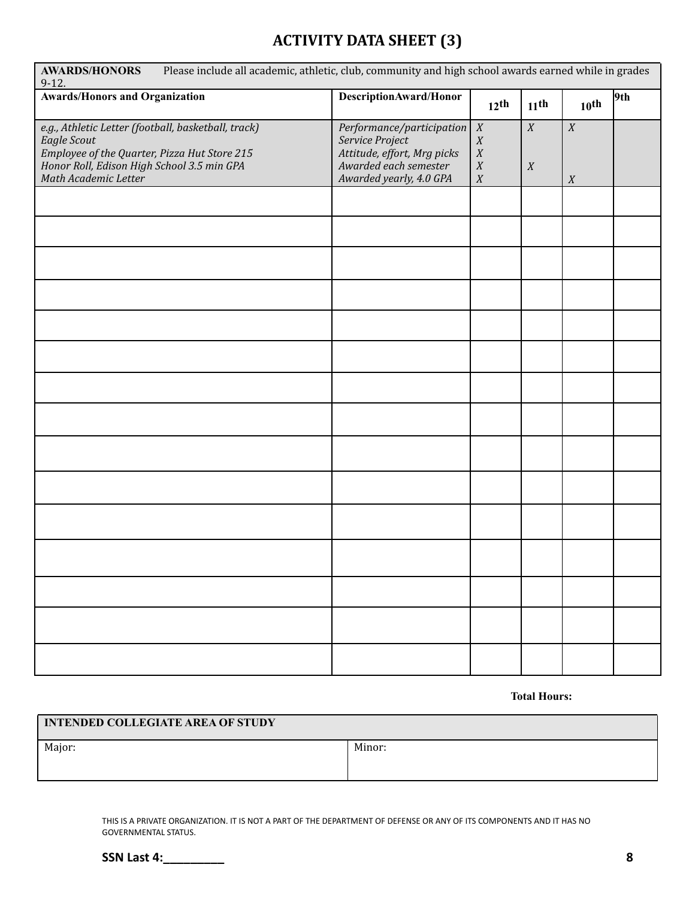# ACTIVITY DATA SHEET (3)

| **AWARDS/HONORS** Please include all academic, athletic, club, community and high school awards earned while in grades 9-12. | | | | | |
|---|---|---|---|---|---|
| **Awards/Honors and Organization** | **DescriptionAward/Honor** | **12th** | **11th** | **10th** | **9th** |
| *e.g., Athletic Letter (football, basketball, track)*<br>*Eagle Scout*<br>*Employee of the Quarter, Pizza Hut Store 215*<br>*Honor Roll, Edison High School 3.5 min GPA*<br>*Math Academic Letter* | *Performance/participation*<br>*Service Project*<br>*Attitude, effort, Mrg picks*<br>*Awarded each semester*<br>*Awarded yearly, 4.0 GPA* | *X*<br>*X*<br>*X*<br>*X*<br>*X* | *X*<br><br><br>*X*<br> | *X*<br><br><br><br>*X* | |
| | | | | | |
| | | | | | |
| | | | | | |
| | | | | | |
| | | | | | |
| | | | | | |
| | | | | | |
| | | | | | |
| | | | | | |
| | | | | | |
| | | | | | |
| | | | | | |
| | | | | | |
| | | | | | |
| | | | | | |
| | | | | | |

**Total Hours:**

| **INTENDED COLLEGIATE AREA OF STUDY** | |
|---|---|
| Major: | Minor: |

THIS IS A PRIVATE ORGANIZATION. IT IS NOT A PART OF THE DEPARTMENT OF DEFENSE OR ANY OF ITS COMPONENTS AND IT HAS NO GOVERNMENTAL STATUS.

**SSN Last 4:_________**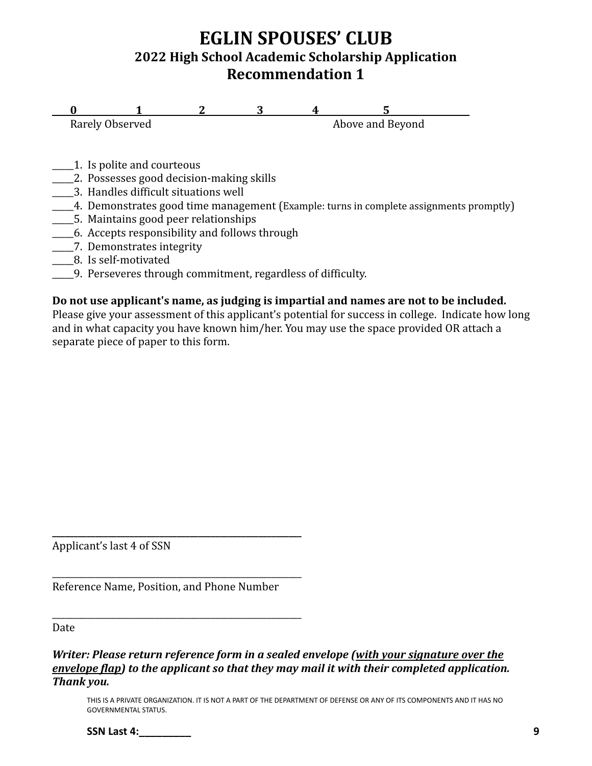# EGLIN SPOUSES' CLUB

## 2022 High School Academic Scholarship Application

## Recommendation 1

| 0 | 1 | 2 | 3 | 4 | 5 |
|---|---|---|---|---|---|
| Rarely Observed | | | | Above and Beyond | |

_____1. Is polite and courteous
_____2. Possesses good decision-making skills
_____3. Handles difficult situations well
_____4. Demonstrates good time management (Example: turns in complete assignments promptly)
_____5. Maintains good peer relationships
_____6. Accepts responsibility and follows through
_____7. Demonstrates integrity
_____8. Is self-motivated
_____9. Perseveres through commitment, regardless of difficulty.

**Do not use applicant's name, as judging is impartial and names are not to be included.** Please give your assessment of this applicant's potential for success in college. Indicate how long and in what capacity you have known him/her. You may use the space provided OR attach a separate piece of paper to this form.

_______________________________________________
Applicant's last 4 of SSN

_______________________________________________
Reference Name, Position, and Phone Number

_______________________________________________
Date

***Writer: Please return reference form in a sealed envelope (<u>with your signature over the envelope flap</u>) to the applicant so that they may mail it with their completed application. Thank you.***

THIS IS A PRIVATE ORGANIZATION. IT IS NOT A PART OF THE DEPARTMENT OF DEFENSE OR ANY OF ITS COMPONENTS AND IT HAS NO GOVERNMENTAL STATUS.

**SSN Last 4:__________**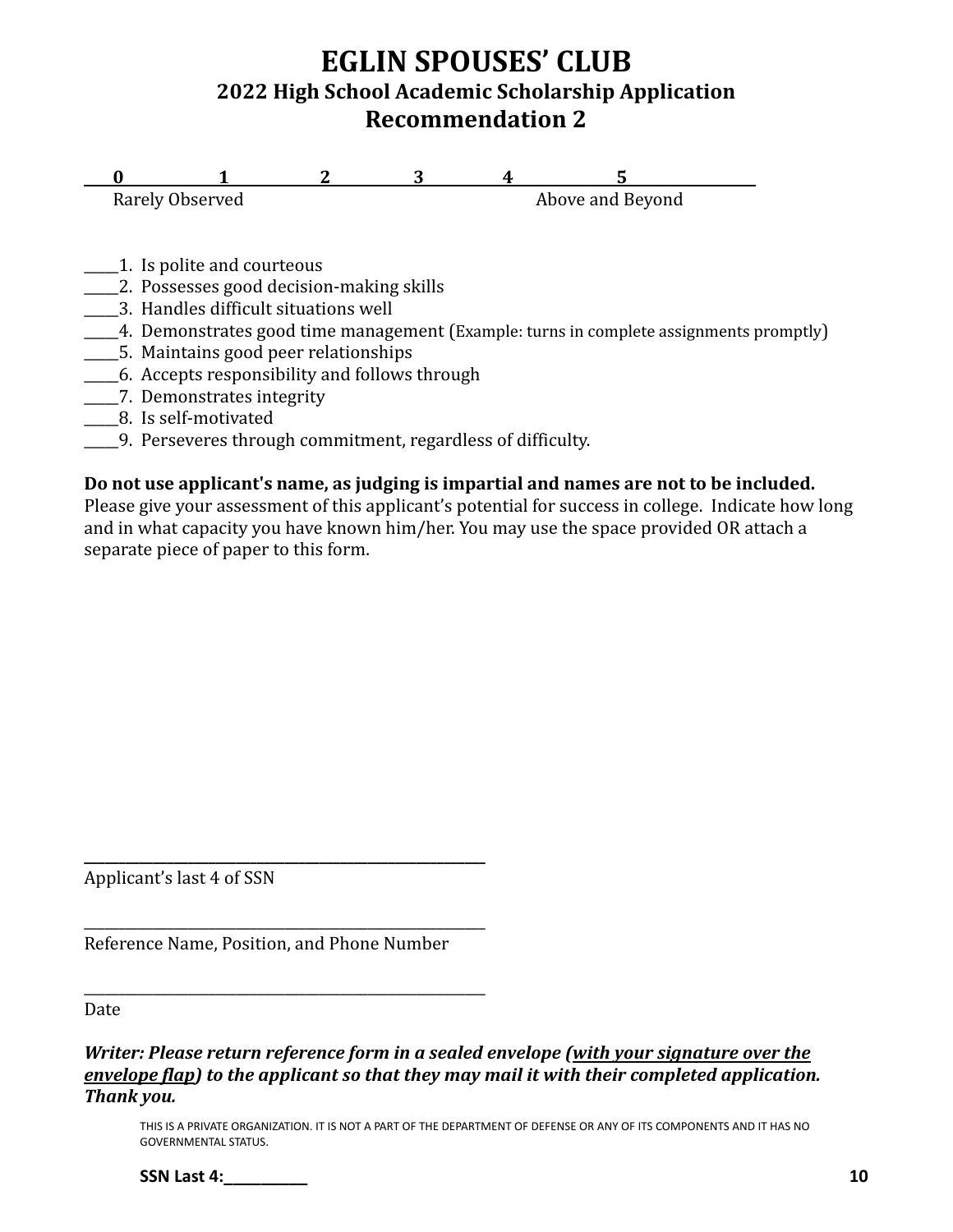# EGLIN SPOUSES' CLUB

## 2022 High School Academic Scholarship Application

## Recommendation 2

| 0 | 1 | 2 | 3 | 4 | 5 |
|---|---|---|---|---|---|
| Rarely Observed | | | | Above and Beyond | |

_____1. Is polite and courteous
_____2. Possesses good decision-making skills
_____3. Handles difficult situations well
_____4. Demonstrates good time management (Example: turns in complete assignments promptly)
_____5. Maintains good peer relationships
_____6. Accepts responsibility and follows through
_____7. Demonstrates integrity
_____8. Is self-motivated
_____9. Perseveres through commitment, regardless of difficulty.

**Do not use applicant's name, as judging is impartial and names are not to be included.**
Please give your assessment of this applicant's potential for success in college. Indicate how long and in what capacity you have known him/her. You may use the space provided OR attach a separate piece of paper to this form.

_______________________________________________
Applicant's last 4 of SSN

_______________________________________________
Reference Name, Position, and Phone Number

_______________________________________________
Date

***Writer: Please return reference form in a sealed envelope (<u>with your signature over the envelope flap</u>) to the applicant so that they may mail it with their completed application. Thank you.***

THIS IS A PRIVATE ORGANIZATION. IT IS NOT A PART OF THE DEPARTMENT OF DEFENSE OR ANY OF ITS COMPONENTS AND IT HAS NO GOVERNMENTAL STATUS.

**SSN Last 4:__________**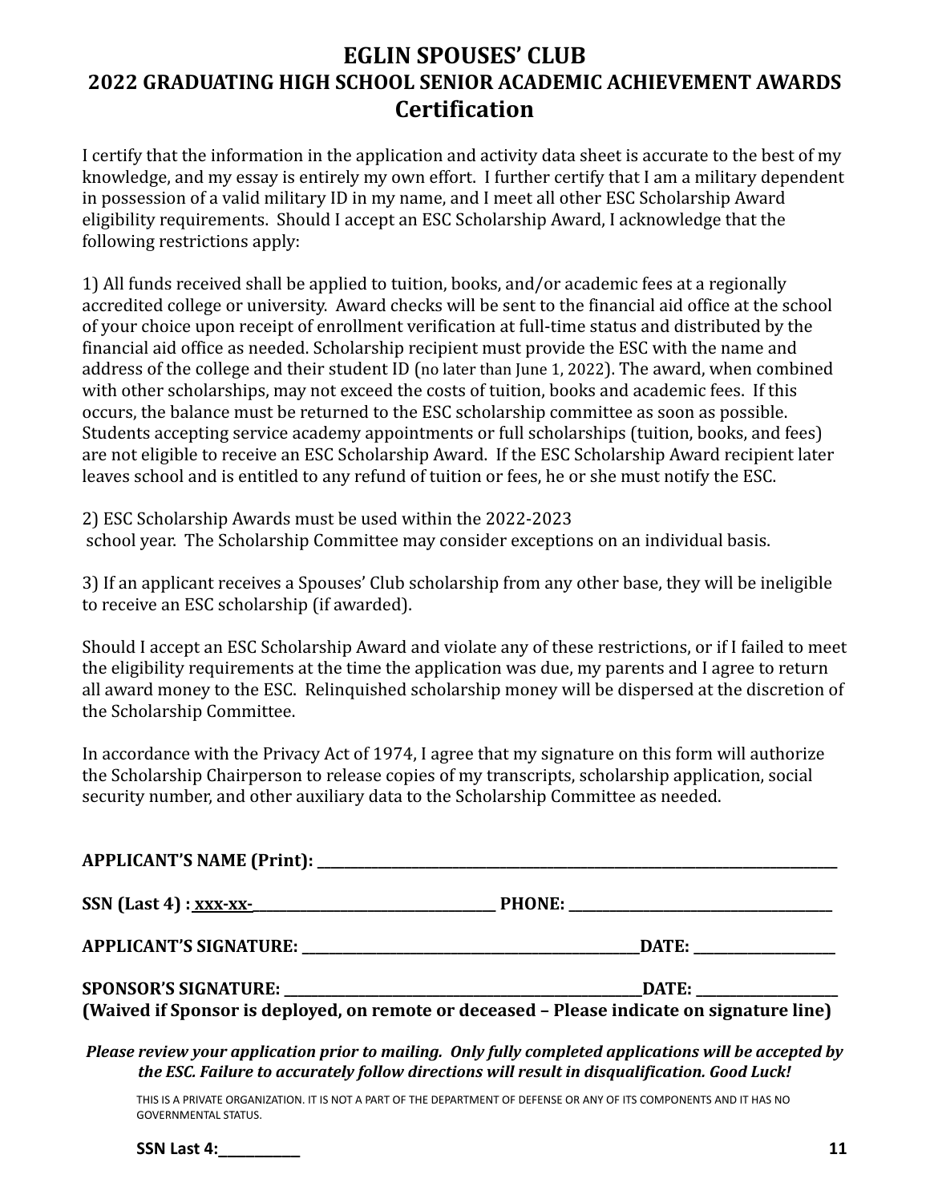# EGLIN SPOUSES' CLUB

## 2022 GRADUATING HIGH SCHOOL SENIOR ACADEMIC ACHIEVEMENT AWARDS

## Certification

I certify that the information in the application and activity data sheet is accurate to the best of my knowledge, and my essay is entirely my own effort. I further certify that I am a military dependent in possession of a valid military ID in my name, and I meet all other ESC Scholarship Award eligibility requirements. Should I accept an ESC Scholarship Award, I acknowledge that the following restrictions apply:

1) All funds received shall be applied to tuition, books, and/or academic fees at a regionally accredited college or university. Award checks will be sent to the financial aid office at the school of your choice upon receipt of enrollment verification at full-time status and distributed by the financial aid office as needed. Scholarship recipient must provide the ESC with the name and address of the college and their student ID (no later than June 1, 2022). The award, when combined with other scholarships, may not exceed the costs of tuition, books and academic fees. If this occurs, the balance must be returned to the ESC scholarship committee as soon as possible. Students accepting service academy appointments or full scholarships (tuition, books, and fees) are not eligible to receive an ESC Scholarship Award. If the ESC Scholarship Award recipient later leaves school and is entitled to any refund of tuition or fees, he or she must notify the ESC.

2) ESC Scholarship Awards must be used within the 2022-2023 school year. The Scholarship Committee may consider exceptions on an individual basis.

3) If an applicant receives a Spouses' Club scholarship from any other base, they will be ineligible to receive an ESC scholarship (if awarded).

Should I accept an ESC Scholarship Award and violate any of these restrictions, or if I failed to meet the eligibility requirements at the time the application was due, my parents and I agree to return all award money to the ESC. Relinquished scholarship money will be dispersed at the discretion of the Scholarship Committee.

In accordance with the Privacy Act of 1974, I agree that my signature on this form will authorize the Scholarship Chairperson to release copies of my transcripts, scholarship application, social security number, and other auxiliary data to the Scholarship Committee as needed.

**APPLICANT'S NAME (Print):** ______________________________________________

**SSN (Last 4) :** xxx-xx-____________________ **PHONE:** ____________________

**APPLICANT'S SIGNATURE:** ______________________________ **DATE:** ____________

**SPONSOR'S SIGNATURE:** ______________________________ **DATE:** ____________

**(Waived if Sponsor is deployed, on remote or deceased – Please indicate on signature line)**

***Please review your application prior to mailing. Only fully completed applications will be accepted by the ESC. Failure to accurately follow directions will result in disqualification. Good Luck!***

THIS IS A PRIVATE ORGANIZATION. IT IS NOT A PART OF THE DEPARTMENT OF DEFENSE OR ANY OF ITS COMPONENTS AND IT HAS NO GOVERNMENTAL STATUS.

**SSN Last 4:**__________